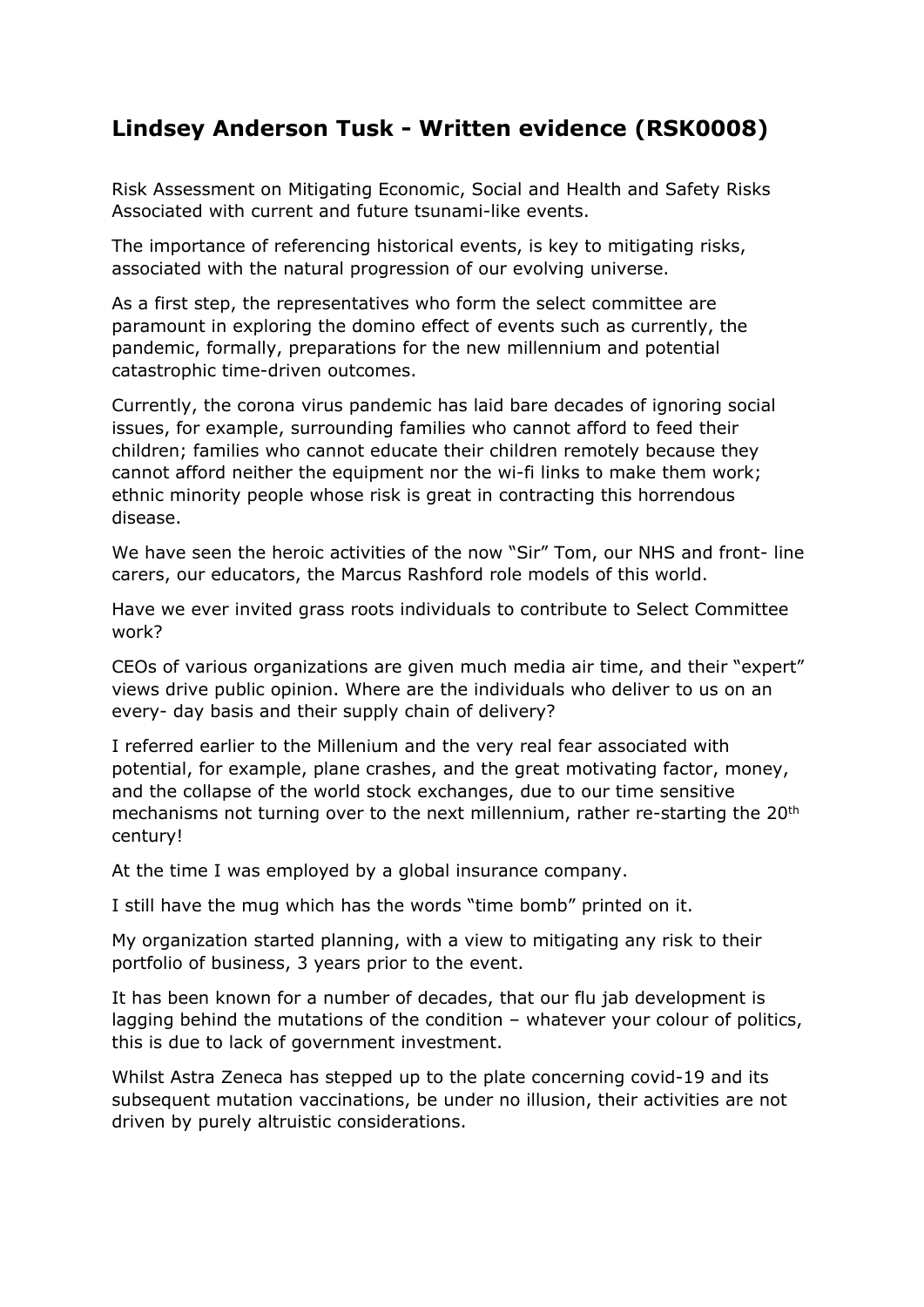# Lindsey Anderson Tusk - Written evidence (RSK0008)

Risk Assessment on Mitigating Economic, Social and Health and Safety Risks Associated with current and future tsunami-like events.

The importance of referencing historical events, is key to mitigating risks, associated with the natural progression of our evolving universe.

As a first step, the representatives who form the select committee are paramount in exploring the domino effect of events such as currently, the pandemic, formally, preparations for the new millennium and potential catastrophic time-driven outcomes.

Currently, the corona virus pandemic has laid bare decades of ignoring social issues, for example, surrounding families who cannot afford to feed their children; families who cannot educate their children remotely because they cannot afford neither the equipment nor the wi-fi links to make them work; ethnic minority people whose risk is great in contracting this horrendous disease.

We have seen the heroic activities of the now "Sir" Tom, our NHS and front- line carers, our educators, the Marcus Rashford role models of this world.

Have we ever invited grass roots individuals to contribute to Select Committee work?

CEOs of various organizations are given much media air time, and their "expert" views drive public opinion. Where are the individuals who deliver to us on an every- day basis and their supply chain of delivery?

I referred earlier to the Millenium and the very real fear associated with potential, for example, plane crashes, and the great motivating factor, money, and the collapse of the world stock exchanges, due to our time sensitive mechanisms not turning over to the next millennium, rather re-starting the 20th century!

At the time I was employed by a global insurance company.

I still have the mug which has the words "time bomb" printed on it.

My organization started planning, with a view to mitigating any risk to their portfolio of business, 3 years prior to the event.

It has been known for a number of decades, that our flu jab development is lagging behind the mutations of the condition – whatever your colour of politics, this is due to lack of government investment.

Whilst Astra Zeneca has stepped up to the plate concerning covid-19 and its subsequent mutation vaccinations, be under no illusion, their activities are not driven by purely altruistic considerations.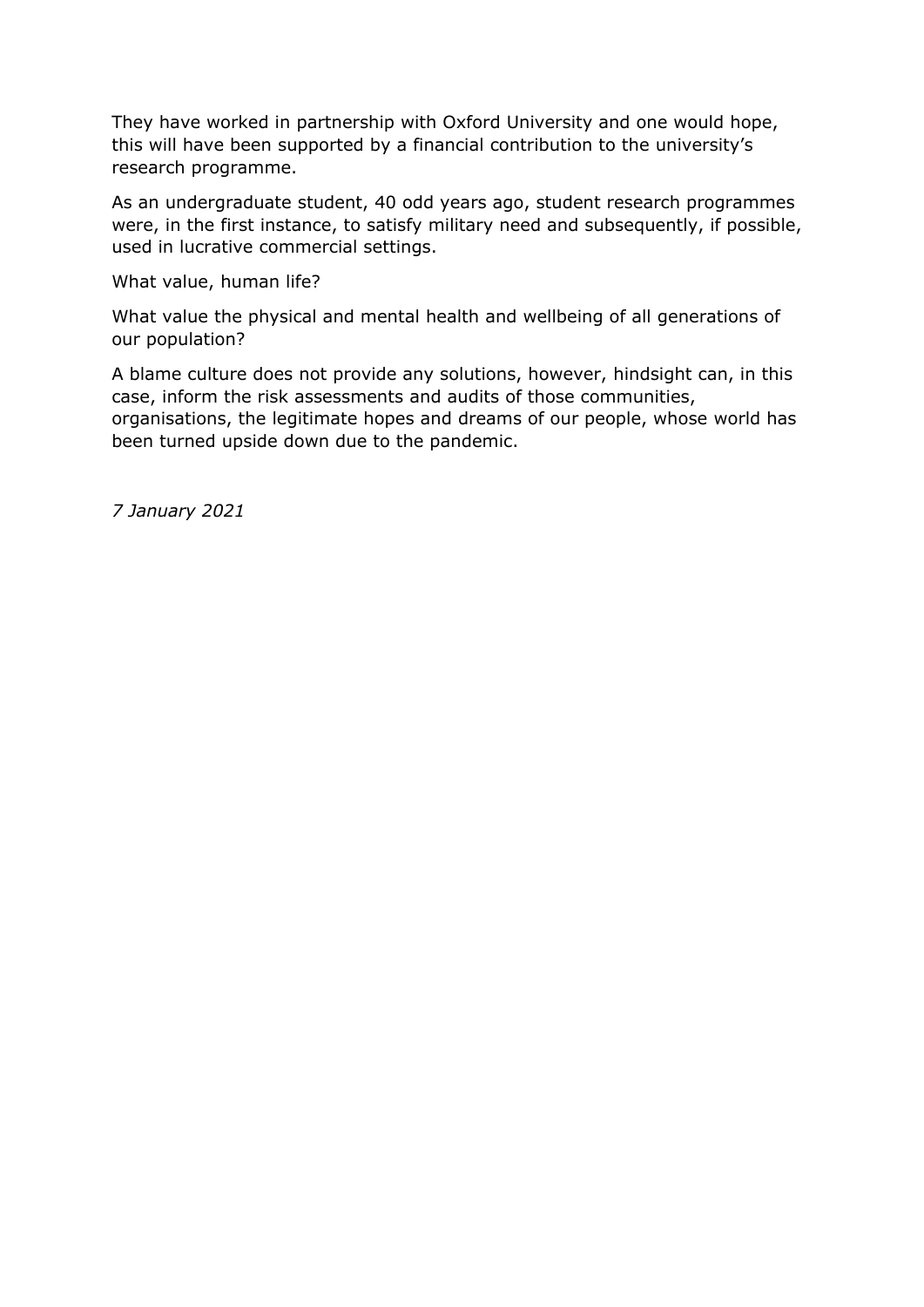They have worked in partnership with Oxford University and one would hope, this will have been supported by a financial contribution to the university's research programme.

As an undergraduate student, 40 odd years ago, student research programmes were, in the first instance, to satisfy military need and subsequently, if possible, used in lucrative commercial settings.

What value, human life?

What value the physical and mental health and wellbeing of all generations of our population?

A blame culture does not provide any solutions, however, hindsight can, in this case, inform the risk assessments and audits of those communities, organisations, the legitimate hopes and dreams of our people, whose world has been turned upside down due to the pandemic.

*7 January 2021*